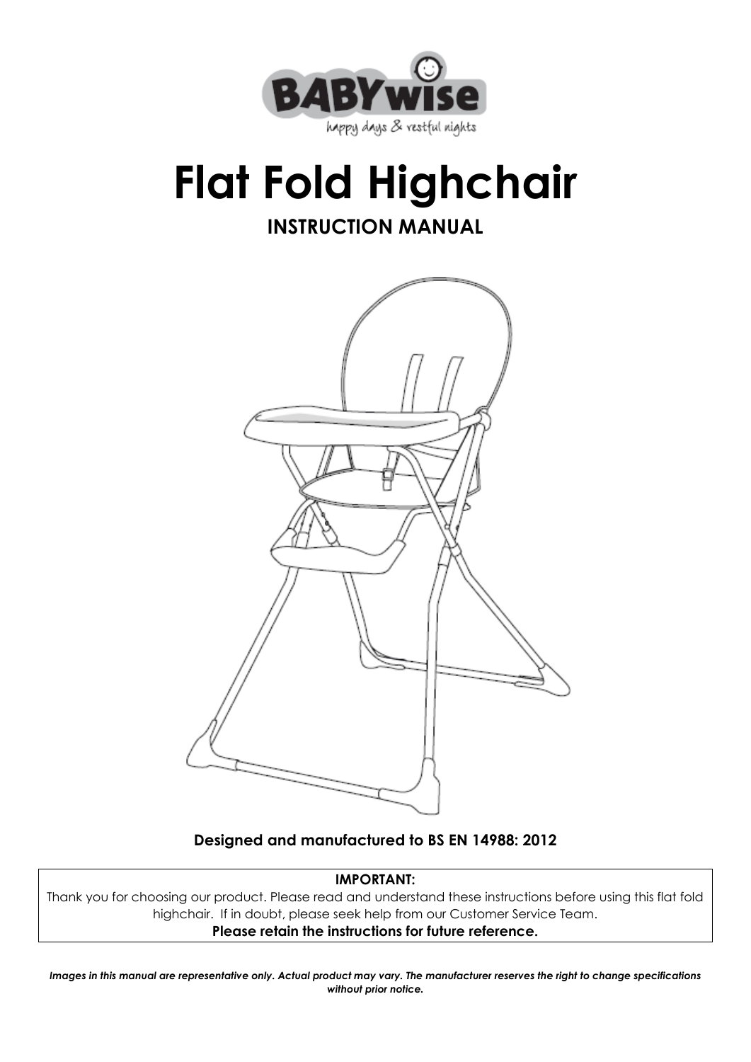BABYwise

happy days & restful nights

# Flat Fold Highchair

## INSTRUCTION MANUAL

**Designed and manufactured to BS EN 14988: 2012**

**IMPORTANT:**

Thank you for choosing our product. Please read and understand these instructions before using this flat fold highchair. If in doubt, please seek help from our Customer Service Team.

**Please retain the instructions for future reference.**

***Images in this manual are representative only. Actual product may vary. The manufacturer reserves the right to change specifications without prior notice.***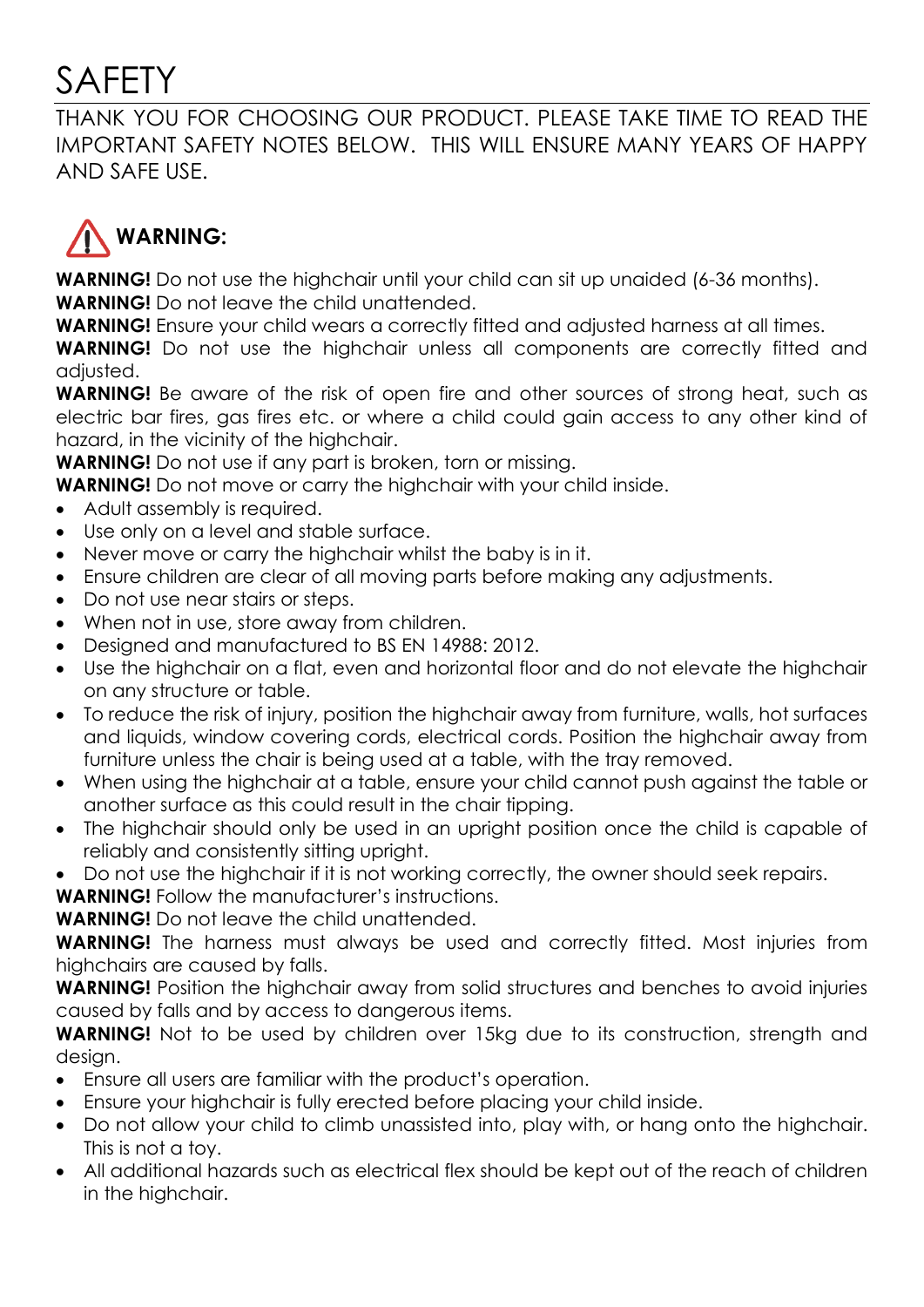# SAFETY

THANK YOU FOR CHOOSING OUR PRODUCT. PLEASE TAKE TIME TO READ THE IMPORTANT SAFETY NOTES BELOW. THIS WILL ENSURE MANY YEARS OF HAPPY AND SAFE USE.

## WARNING:

**WARNING!** Do not use the highchair until your child can sit up unaided (6-36 months).
**WARNING!** Do not leave the child unattended.
**WARNING!** Ensure your child wears a correctly fitted and adjusted harness at all times.
**WARNING!** Do not use the highchair unless all components are correctly fitted and adjusted.
**WARNING!** Be aware of the risk of open fire and other sources of strong heat, such as electric bar fires, gas fires etc. or where a child could gain access to any other kind of hazard, in the vicinity of the highchair.
**WARNING!** Do not use if any part is broken, torn or missing.
**WARNING!** Do not move or carry the highchair with your child inside.

- Adult assembly is required.
- Use only on a level and stable surface.
- Never move or carry the highchair whilst the baby is in it.
- Ensure children are clear of all moving parts before making any adjustments.
- Do not use near stairs or steps.
- When not in use, store away from children.
- Designed and manufactured to BS EN 14988: 2012.
- Use the highchair on a flat, even and horizontal floor and do not elevate the highchair on any structure or table.
- To reduce the risk of injury, position the highchair away from furniture, walls, hot surfaces and liquids, window covering cords, electrical cords. Position the highchair away from furniture unless the chair is being used at a table, with the tray removed.
- When using the highchair at a table, ensure your child cannot push against the table or another surface as this could result in the chair tipping.
- The highchair should only be used in an upright position once the child is capable of reliably and consistently sitting upright.
- Do not use the highchair if it is not working correctly, the owner should seek repairs.

**WARNING!** Follow the manufacturer's instructions.
**WARNING!** Do not leave the child unattended.
**WARNING!** The harness must always be used and correctly fitted. Most injuries from highchairs are caused by falls.
**WARNING!** Position the highchair away from solid structures and benches to avoid injuries caused by falls and by access to dangerous items.
**WARNING!** Not to be used by children over 15kg due to its construction, strength and design.

- Ensure all users are familiar with the product's operation.
- Ensure your highchair is fully erected before placing your child inside.
- Do not allow your child to climb unassisted into, play with, or hang onto the highchair. This is not a toy.
- All additional hazards such as electrical flex should be kept out of the reach of children in the highchair.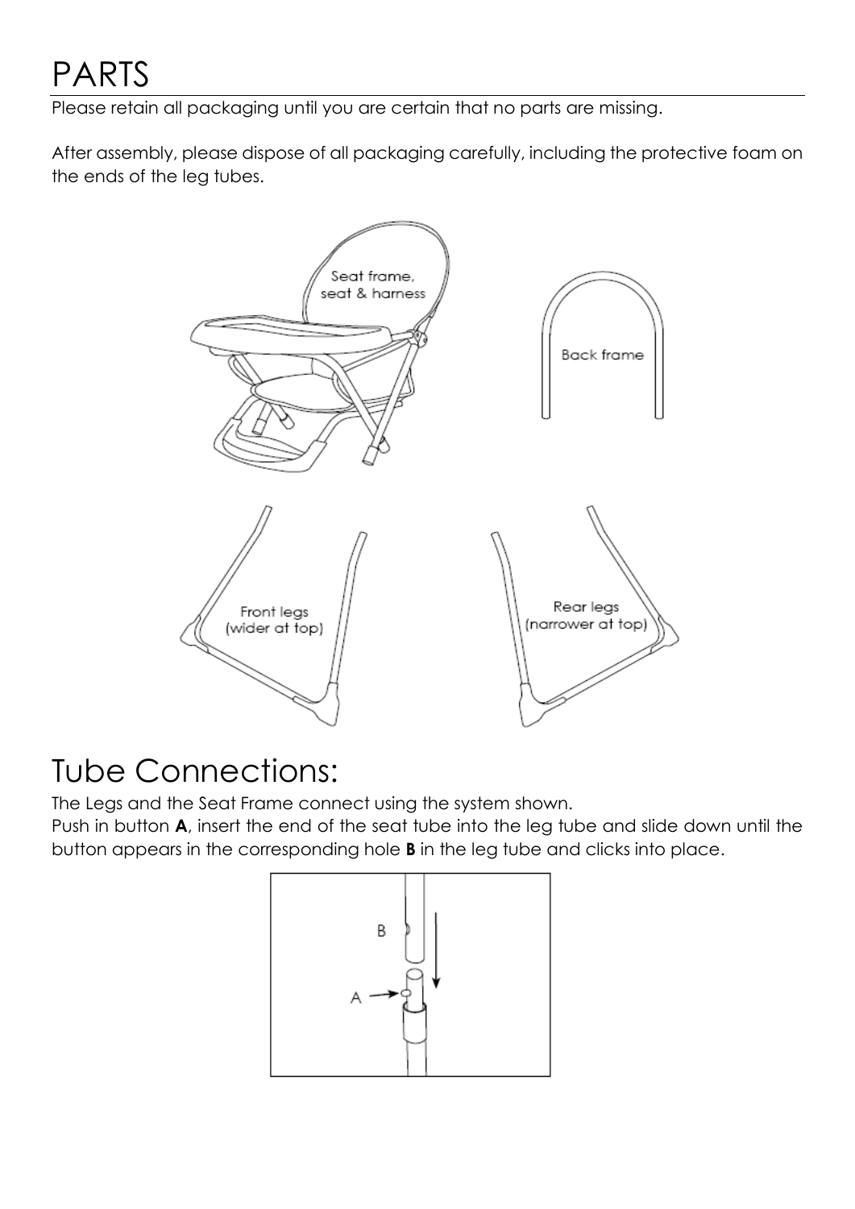# PARTS

Please retain all packaging until you are certain that no parts are missing.

After assembly, please dispose of all packaging carefully, including the protective foam on the ends of the leg tubes.

Seat frame, seat & harness

Back frame

Front legs (wider at top)

Rear legs (narrower at top)

# Tube Connections:

The Legs and the Seat Frame connect using the system shown.
Push in button **A**, insert the end of the seat tube into the leg tube and slide down until the button appears in the corresponding hole **B** in the leg tube and clicks into place.

B

A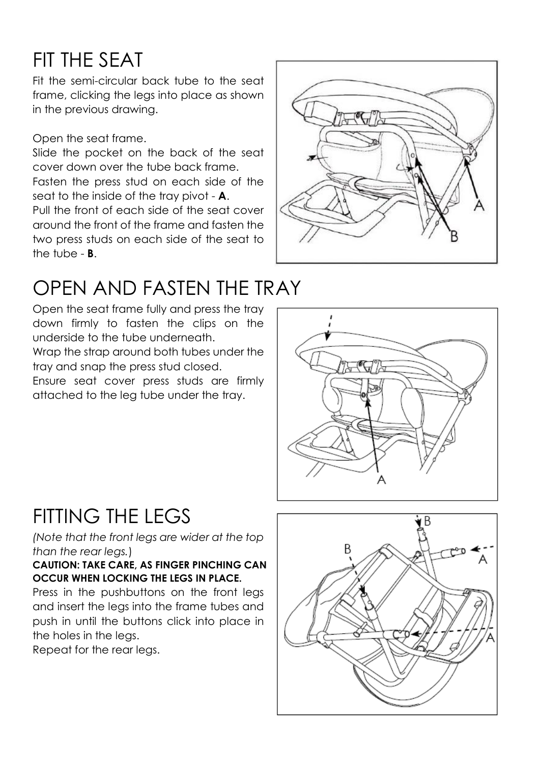# FIT THE SEAT

Fit the semi-circular back tube to the seat frame, clicking the legs into place as shown in the previous drawing.

Open the seat frame.
Slide the pocket on the back of the seat cover down over the tube back frame.
Fasten the press stud on each side of the seat to the inside of the tray pivot - **A**.
Pull the front of each side of the seat cover around the front of the frame and fasten the two press studs on each side of the seat to the tube - **B**.

# OPEN AND FASTEN THE TRAY

Open the seat frame fully and press the tray down firmly to fasten the clips on the underside to the tube underneath.
Wrap the strap around both tubes under the tray and snap the press stud closed.
Ensure seat cover press studs are firmly attached to the leg tube under the tray.

# FITTING THE LEGS

*(Note that the front legs are wider at the top than the rear legs.)*

**CAUTION: TAKE CARE, AS FINGER PINCHING CAN OCCUR WHEN LOCKING THE LEGS IN PLACE.**

Press in the pushbuttons on the front legs and insert the legs into the frame tubes and push in until the buttons click into place in the holes in the legs.
Repeat for the rear legs.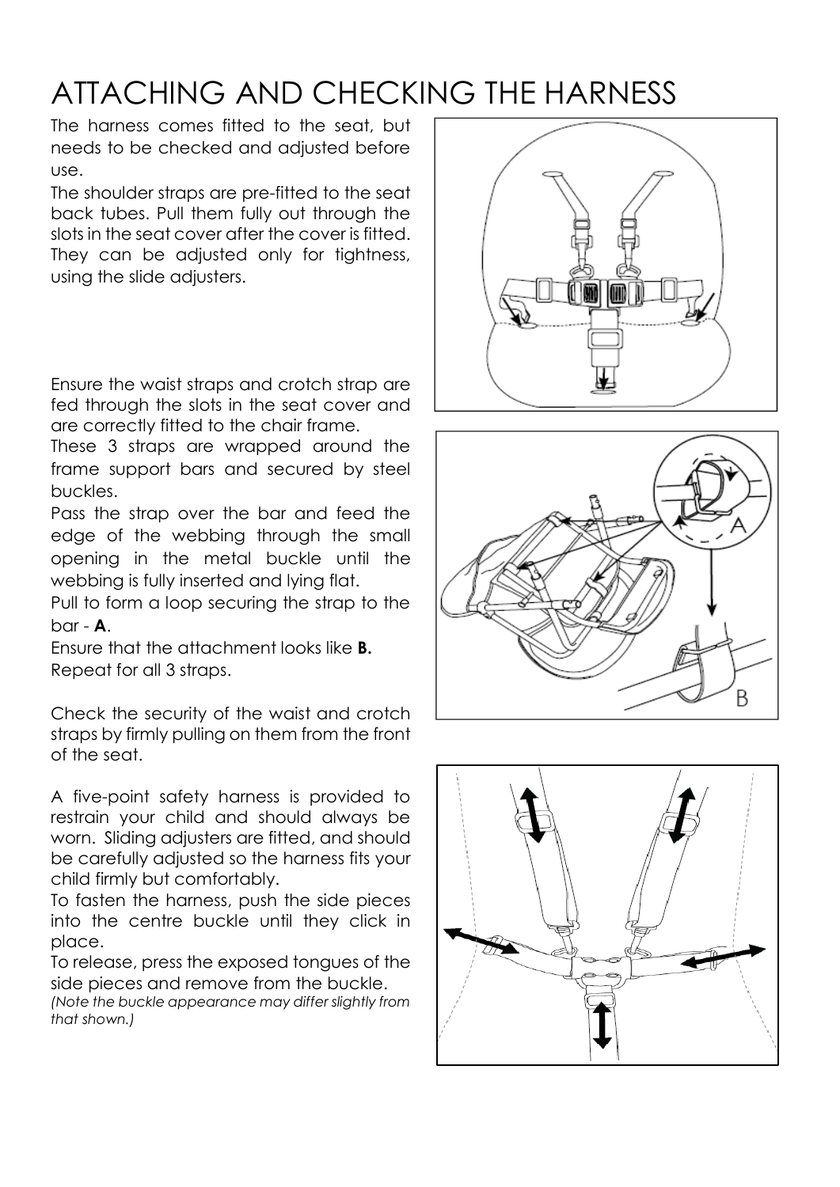# ATTACHING AND CHECKING THE HARNESS

The harness comes fitted to the seat, but needs to be checked and adjusted before use.

The shoulder straps are pre-fitted to the seat back tubes. Pull them fully out through the slots in the seat cover after the cover is fitted. They can be adjusted only for tightness, using the slide adjusters.

Ensure the waist straps and crotch strap are fed through the slots in the seat cover and are correctly fitted to the chair frame.

These 3 straps are wrapped around the frame support bars and secured by steel buckles.

Pass the strap over the bar and feed the edge of the webbing through the small opening in the metal buckle until the webbing is fully inserted and lying flat.

Pull to form a loop securing the strap to the bar - **A**.

Ensure that the attachment looks like **B.**

Repeat for all 3 straps.

Check the security of the waist and crotch straps by firmly pulling on them from the front of the seat.

A five-point safety harness is provided to restrain your child and should always be worn. Sliding adjusters are fitted, and should be carefully adjusted so the harness fits your child firmly but comfortably.

To fasten the harness, push the side pieces into the centre buckle until they click in place.

To release, press the exposed tongues of the side pieces and remove from the buckle.

*(Note the buckle appearance may differ slightly from that shown.)*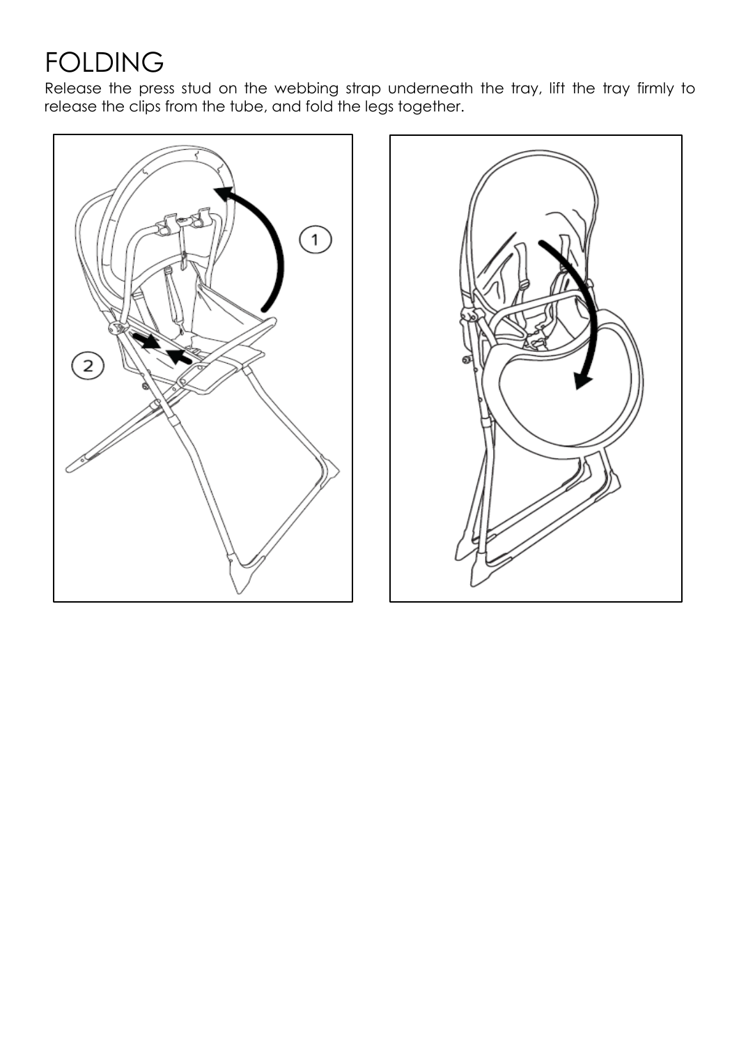# FOLDING

Release the press stud on the webbing strap underneath the tray, lift the tray firmly to release the clips from the tube, and fold the legs together.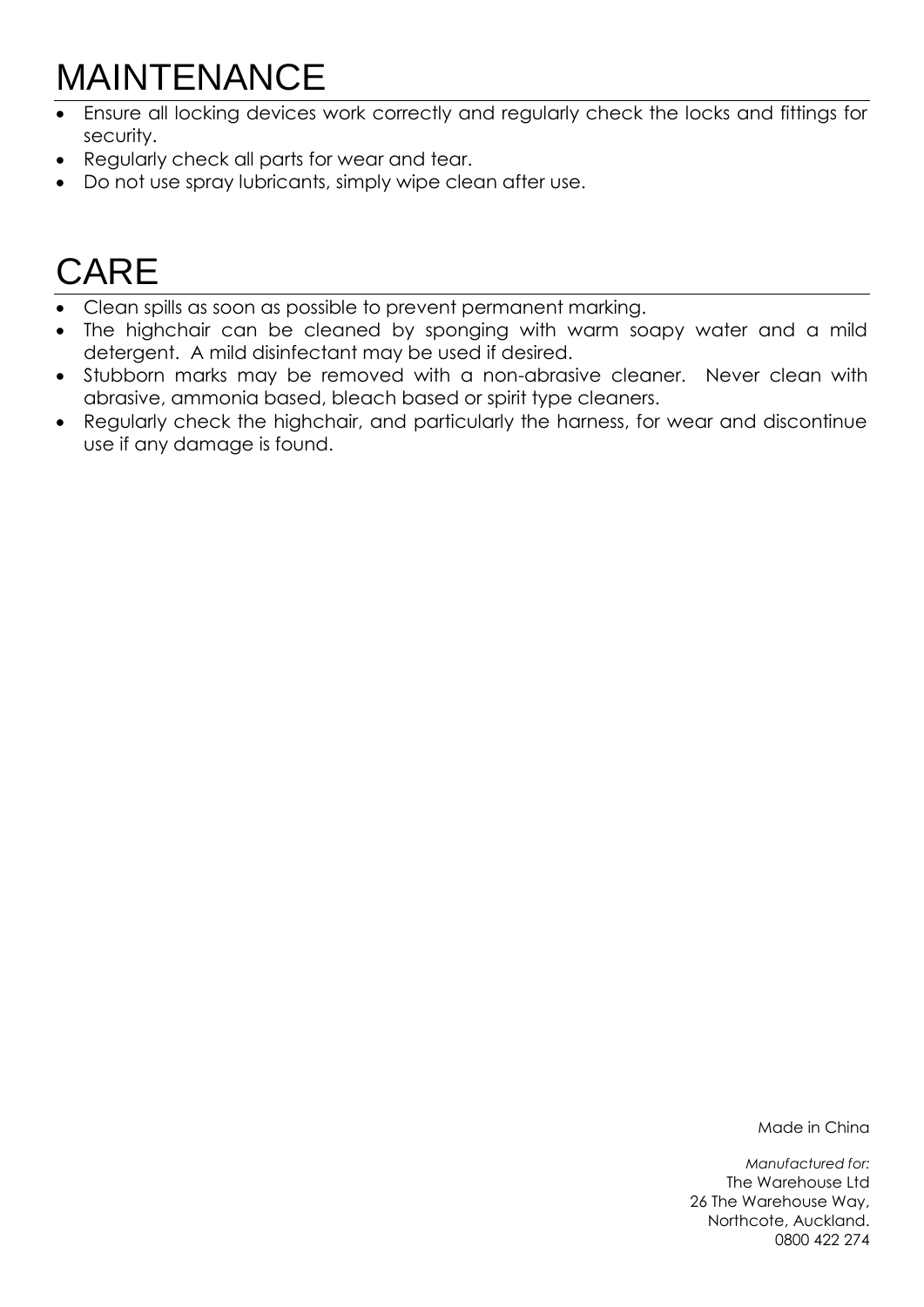# MAINTENANCE

- Ensure all locking devices work correctly and regularly check the locks and fittings for security.
- Regularly check all parts for wear and tear.
- Do not use spray lubricants, simply wipe clean after use.

# CARE

- Clean spills as soon as possible to prevent permanent marking.
- The highchair can be cleaned by sponging with warm soapy water and a mild detergent. A mild disinfectant may be used if desired.
- Stubborn marks may be removed with a non-abrasive cleaner. Never clean with abrasive, ammonia based, bleach based or spirit type cleaners.
- Regularly check the highchair, and particularly the harness, for wear and discontinue use if any damage is found.

Made in China

*Manufactured for:*
The Warehouse Ltd
26 The Warehouse Way,
Northcote, Auckland.
0800 422 274